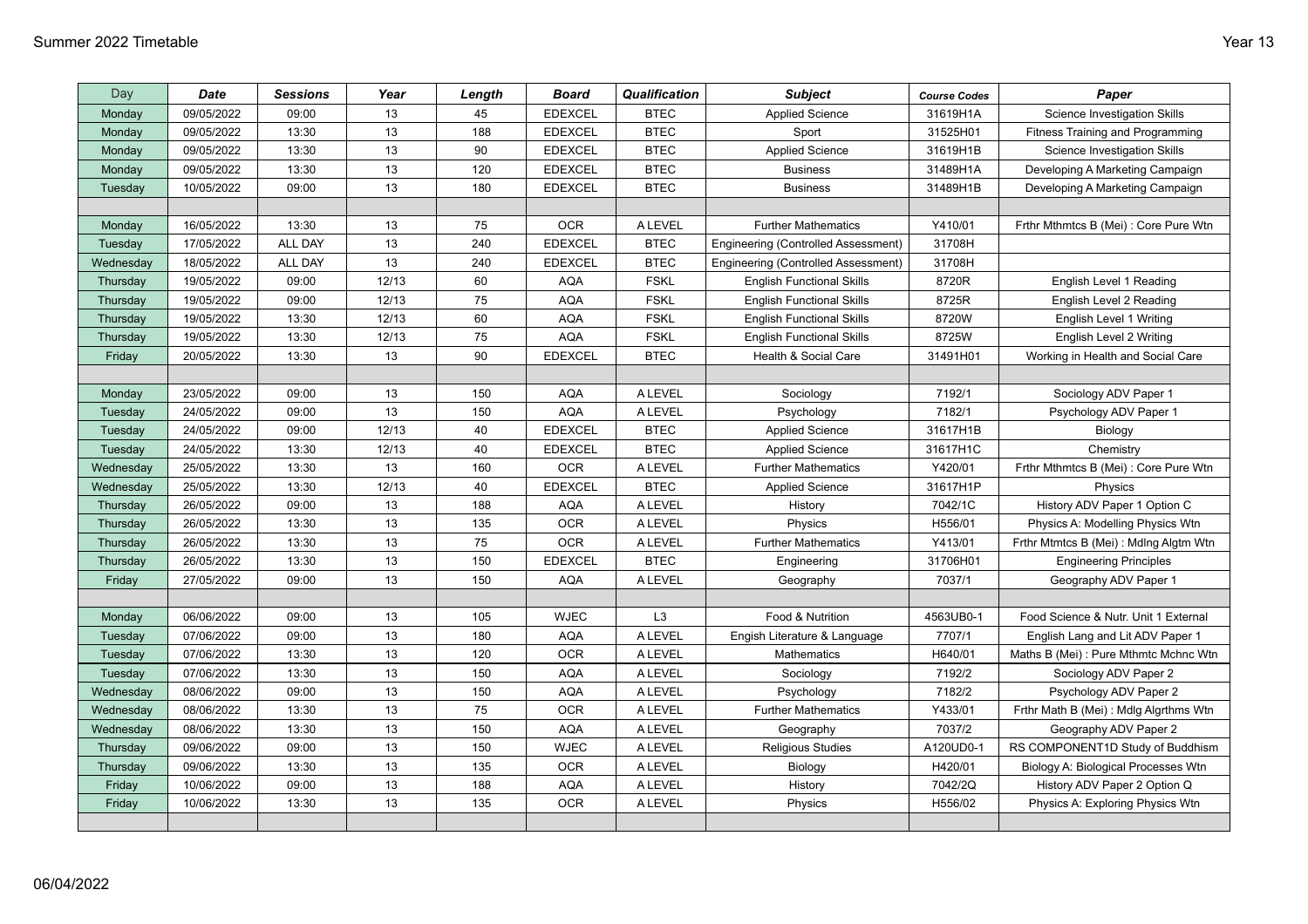Summer 2022 Timetable

Year 13

| Day | Date | Sessions | Year | Length | Board | Qualification | Subject | Course Codes | Paper |
|---|---|---|---|---|---|---|---|---|---|
| Monday | 09/05/2022 | 09:00 | 13 | 45 | EDEXCEL | BTEC | Applied Science | 31619H1A | Science Investigation Skills |
| Monday | 09/05/2022 | 13:30 | 13 | 188 | EDEXCEL | BTEC | Sport | 31525H01 | Fitness Training and Programming |
| Monday | 09/05/2022 | 13:30 | 13 | 90 | EDEXCEL | BTEC | Applied Science | 31619H1B | Science Investigation Skills |
| Monday | 09/05/2022 | 13:30 | 13 | 120 | EDEXCEL | BTEC | Business | 31489H1A | Developing A Marketing Campaign |
| Tuesday | 10/05/2022 | 09:00 | 13 | 180 | EDEXCEL | BTEC | Business | 31489H1B | Developing A Marketing Campaign |
| | | | | | | | | | |
| Monday | 16/05/2022 | 13:30 | 13 | 75 | OCR | A LEVEL | Further Mathematics | Y410/01 | Frthr Mthmtcs B (Mei) : Core Pure Wtn |
| Tuesday | 17/05/2022 | ALL DAY | 13 | 240 | EDEXCEL | BTEC | Engineering (Controlled Assessment) | 31708H | |
| Wednesday | 18/05/2022 | ALL DAY | 13 | 240 | EDEXCEL | BTEC | Engineering (Controlled Assessment) | 31708H | |
| Thursday | 19/05/2022 | 09:00 | 12/13 | 60 | AQA | FSKL | English Functional Skills | 8720R | English Level 1 Reading |
| Thursday | 19/05/2022 | 09:00 | 12/13 | 75 | AQA | FSKL | English Functional Skills | 8725R | English Level 2 Reading |
| Thursday | 19/05/2022 | 13:30 | 12/13 | 60 | AQA | FSKL | English Functional Skills | 8720W | English Level 1 Writing |
| Thursday | 19/05/2022 | 13:30 | 12/13 | 75 | AQA | FSKL | English Functional Skills | 8725W | English Level 2 Writing |
| Friday | 20/05/2022 | 13:30 | 13 | 90 | EDEXCEL | BTEC | Health & Social Care | 31491H01 | Working in Health and Social Care |
| | | | | | | | | | |
| Monday | 23/05/2022 | 09:00 | 13 | 150 | AQA | A LEVEL | Sociology | 7192/1 | Sociology ADV Paper 1 |
| Tuesday | 24/05/2022 | 09:00 | 13 | 150 | AQA | A LEVEL | Psychology | 7182/1 | Psychology ADV Paper 1 |
| Tuesday | 24/05/2022 | 09:00 | 12/13 | 40 | EDEXCEL | BTEC | Applied Science | 31617H1B | Biology |
| Tuesday | 24/05/2022 | 13:30 | 12/13 | 40 | EDEXCEL | BTEC | Applied Science | 31617H1C | Chemistry |
| Wednesday | 25/05/2022 | 13:30 | 13 | 160 | OCR | A LEVEL | Further Mathematics | Y420/01 | Frthr Mthmtcs B (Mei) : Core Pure Wtn |
| Wednesday | 25/05/2022 | 13:30 | 12/13 | 40 | EDEXCEL | BTEC | Applied Science | 31617H1P | Physics |
| Thursday | 26/05/2022 | 09:00 | 13 | 188 | AQA | A LEVEL | History | 7042/1C | History ADV Paper 1 Option C |
| Thursday | 26/05/2022 | 13:30 | 13 | 135 | OCR | A LEVEL | Physics | H556/01 | Physics A: Modelling Physics Wtn |
| Thursday | 26/05/2022 | 13:30 | 13 | 75 | OCR | A LEVEL | Further Mathematics | Y413/01 | Frthr Mtmtcs B (Mei) : Mdlng Algtm Wtn |
| Thursday | 26/05/2022 | 13:30 | 13 | 150 | EDEXCEL | BTEC | Engineering | 31706H01 | Engineering Principles |
| Friday | 27/05/2022 | 09:00 | 13 | 150 | AQA | A LEVEL | Geography | 7037/1 | Geography ADV Paper 1 |
| | | | | | | | | | |
| Monday | 06/06/2022 | 09:00 | 13 | 105 | WJEC | L3 | Food & Nutrition | 4563UB0-1 | Food Science & Nutr. Unit 1 External |
| Tuesday | 07/06/2022 | 09:00 | 13 | 180 | AQA | A LEVEL | Engish Literature & Language | 7707/1 | English Lang and Lit ADV Paper 1 |
| Tuesday | 07/06/2022 | 13:30 | 13 | 120 | OCR | A LEVEL | Mathematics | H640/01 | Maths B (Mei) : Pure Mthmtc Mchnc Wtn |
| Tuesday | 07/06/2022 | 13:30 | 13 | 150 | AQA | A LEVEL | Sociology | 7192/2 | Sociology ADV Paper 2 |
| Wednesday | 08/06/2022 | 09:00 | 13 | 150 | AQA | A LEVEL | Psychology | 7182/2 | Psychology ADV Paper 2 |
| Wednesday | 08/06/2022 | 13:30 | 13 | 75 | OCR | A LEVEL | Further Mathematics | Y433/01 | Frthr Math B (Mei) : Mdlg Algrthms Wtn |
| Wednesday | 08/06/2022 | 13:30 | 13 | 150 | AQA | A LEVEL | Geography | 7037/2 | Geography ADV Paper 2 |
| Thursday | 09/06/2022 | 09:00 | 13 | 150 | WJEC | A LEVEL | Religious Studies | A120UD0-1 | RS COMPONENT1D Study of Buddhism |
| Thursday | 09/06/2022 | 13:30 | 13 | 135 | OCR | A LEVEL | Biology | H420/01 | Biology A: Biological Processes Wtn |
| Friday | 10/06/2022 | 09:00 | 13 | 188 | AQA | A LEVEL | History | 7042/2Q | History ADV Paper 2 Option Q |
| Friday | 10/06/2022 | 13:30 | 13 | 135 | OCR | A LEVEL | Physics | H556/02 | Physics A: Exploring Physics Wtn |
| | | | | | | | | | |

06/04/2022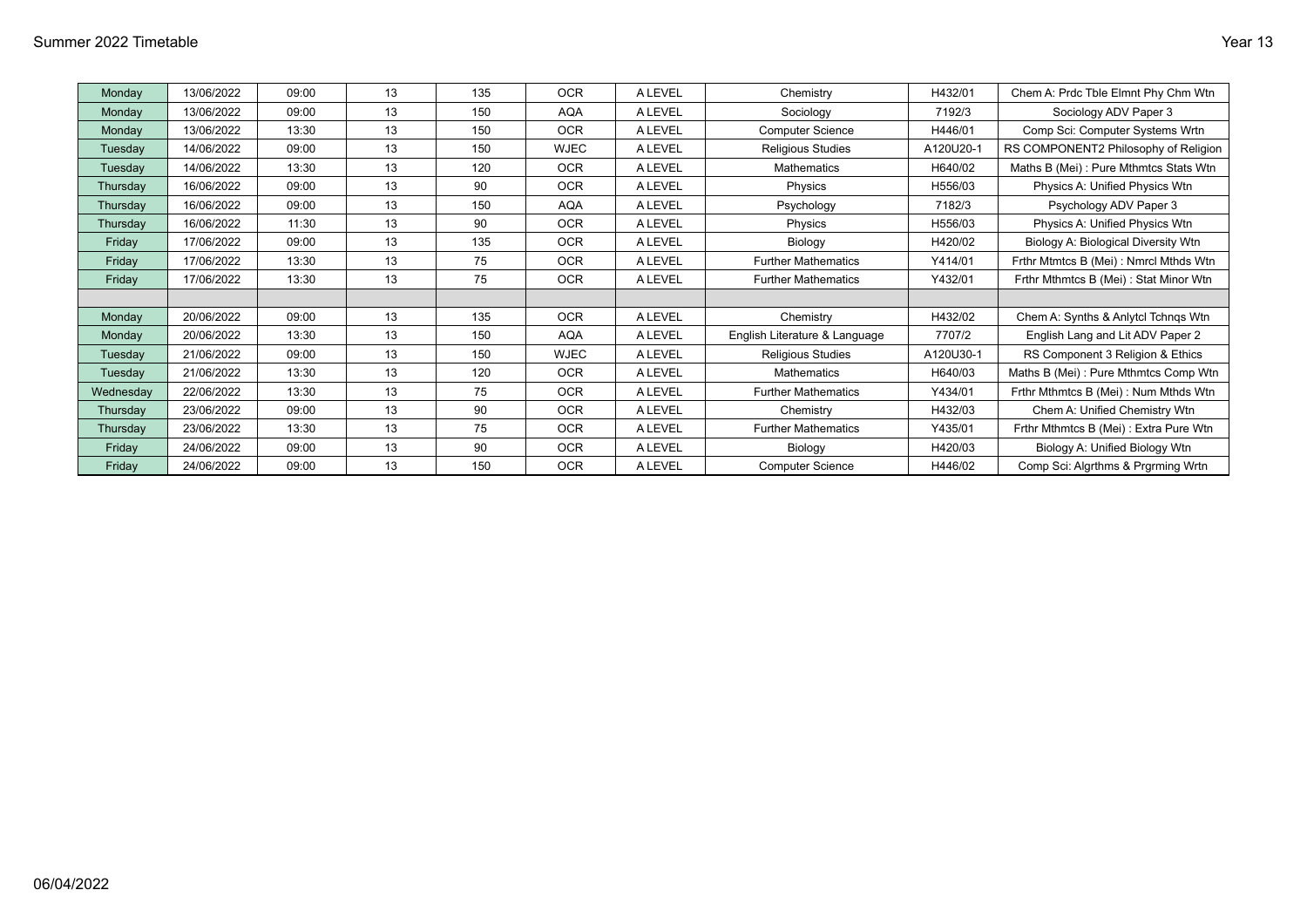| | | | | | | | | | |
|---|---|---|---|---|---|---|---|---|---|
| Monday | 13/06/2022 | 09:00 | 13 | 135 | OCR | A LEVEL | Chemistry | H432/01 | Chem A: Prdc Tble Elmnt Phy Chm Wtn |
| Monday | 13/06/2022 | 09:00 | 13 | 150 | AQA | A LEVEL | Sociology | 7192/3 | Sociology ADV Paper 3 |
| Monday | 13/06/2022 | 13:30 | 13 | 150 | OCR | A LEVEL | Computer Science | H446/01 | Comp Sci: Computer Systems Wrtn |
| Tuesday | 14/06/2022 | 09:00 | 13 | 150 | WJEC | A LEVEL | Religious Studies | A120U20-1 | RS COMPONENT2 Philosophy of Religion |
| Tuesday | 14/06/2022 | 13:30 | 13 | 120 | OCR | A LEVEL | Mathematics | H640/02 | Maths B (Mei) : Pure Mthmtcs Stats Wtn |
| Thursday | 16/06/2022 | 09:00 | 13 | 90 | OCR | A LEVEL | Physics | H556/03 | Physics A: Unified Physics Wtn |
| Thursday | 16/06/2022 | 09:00 | 13 | 150 | AQA | A LEVEL | Psychology | 7182/3 | Psychology ADV Paper 3 |
| Thursday | 16/06/2022 | 11:30 | 13 | 90 | OCR | A LEVEL | Physics | H556/03 | Physics A: Unified Physics Wtn |
| Friday | 17/06/2022 | 09:00 | 13 | 135 | OCR | A LEVEL | Biology | H420/02 | Biology A: Biological Diversity Wtn |
| Friday | 17/06/2022 | 13:30 | 13 | 75 | OCR | A LEVEL | Further Mathematics | Y414/01 | Frthr Mtmtcs B (Mei) : Nmrcl Mthds Wtn |
| Friday | 17/06/2022 | 13:30 | 13 | 75 | OCR | A LEVEL | Further Mathematics | Y432/01 | Frthr Mthmtcs B (Mei) : Stat Minor Wtn |
| | | | | | | | | | |
| Monday | 20/06/2022 | 09:00 | 13 | 135 | OCR | A LEVEL | Chemistry | H432/02 | Chem A: Synths & Anlytcl Tchnqs Wtn |
| Monday | 20/06/2022 | 13:30 | 13 | 150 | AQA | A LEVEL | English Literature & Language | 7707/2 | English Lang and Lit ADV Paper 2 |
| Tuesday | 21/06/2022 | 09:00 | 13 | 150 | WJEC | A LEVEL | Religious Studies | A120U30-1 | RS Component 3 Religion & Ethics |
| Tuesday | 21/06/2022 | 13:30 | 13 | 120 | OCR | A LEVEL | Mathematics | H640/03 | Maths B (Mei) : Pure Mthmtcs Comp Wtn |
| Wednesday | 22/06/2022 | 13:30 | 13 | 75 | OCR | A LEVEL | Further Mathematics | Y434/01 | Frthr Mthmtcs B (Mei) : Num Mthds Wtn |
| Thursday | 23/06/2022 | 09:00 | 13 | 90 | OCR | A LEVEL | Chemistry | H432/03 | Chem A: Unified Chemistry Wtn |
| Thursday | 23/06/2022 | 13:30 | 13 | 75 | OCR | A LEVEL | Further Mathematics | Y435/01 | Frthr Mthmtcs B (Mei) : Extra Pure Wtn |
| Friday | 24/06/2022 | 09:00 | 13 | 90 | OCR | A LEVEL | Biology | H420/03 | Biology A: Unified Biology Wtn |
| Friday | 24/06/2022 | 09:00 | 13 | 150 | OCR | A LEVEL | Computer Science | H446/02 | Comp Sci: Algrthms & Prgrming Wrtn |